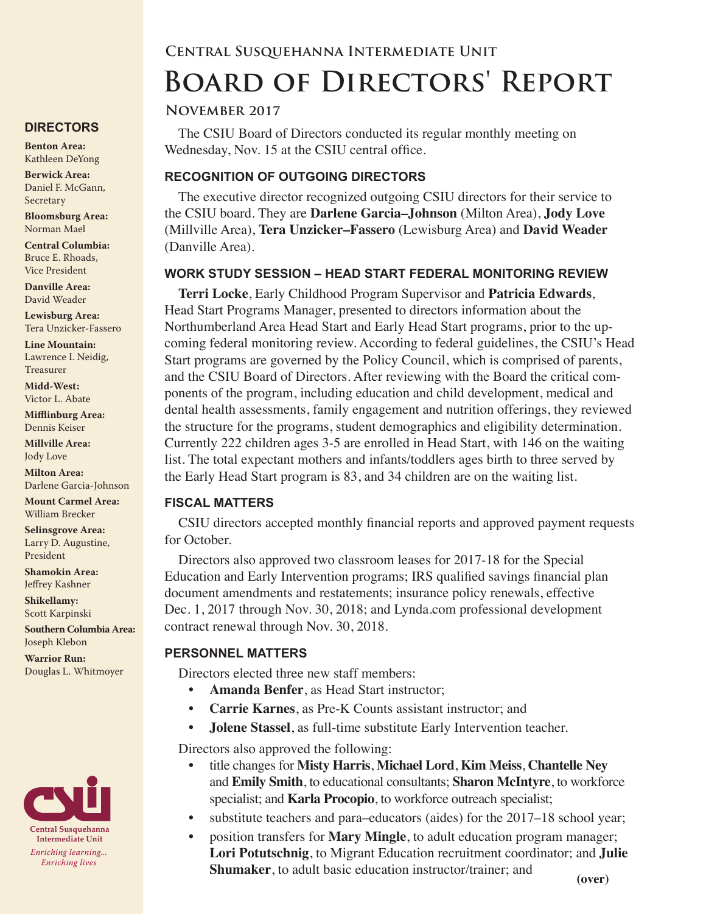# Central Susquehanna Intermediate Unit

# Board of Directors' Report

## November 2017

The CSIU Board of Directors conducted its regular monthly meeting on Wednesday, Nov. 15 at the CSIU central office.

### RECOGNITION OF OUTGOING DIRECTORS

The executive director recognized outgoing CSIU directors for their service to the CSIU board. They are **Darlene Garcia–Johnson** (Milton Area), **Jody Love** (Millville Area), **Tera Unzicker–Fassero** (Lewisburg Area) and **David Weader** (Danville Area).

### WORK STUDY SESSION – HEAD START FEDERAL MONITORING REVIEW

**Terri Locke**, Early Childhood Program Supervisor and **Patricia Edwards**, Head Start Programs Manager, presented to directors information about the Northumberland Area Head Start and Early Head Start programs, prior to the upcoming federal monitoring review. According to federal guidelines, the CSIU's Head Start programs are governed by the Policy Council, which is comprised of parents, and the CSIU Board of Directors. After reviewing with the Board the critical components of the program, including education and child development, medical and dental health assessments, family engagement and nutrition offerings, they reviewed the structure for the programs, student demographics and eligibility determination. Currently 222 children ages 3-5 are enrolled in Head Start, with 146 on the waiting list. The total expectant mothers and infants/toddlers ages birth to three served by the Early Head Start program is 83, and 34 children are on the waiting list.

### FISCAL MATTERS

CSIU directors accepted monthly financial reports and approved payment requests for October.

Directors also approved two classroom leases for 2017-18 for the Special Education and Early Intervention programs; IRS qualified savings financial plan document amendments and restatements; insurance policy renewals, effective Dec. 1, 2017 through Nov. 30, 2018; and Lynda.com professional development contract renewal through Nov. 30, 2018.

### PERSONNEL MATTERS

Directors elected three new staff members:

- **Amanda Benfer**, as Head Start instructor;
- **Carrie Karnes**, as Pre-K Counts assistant instructor; and
- **Jolene Stassel**, as full-time substitute Early Intervention teacher.

Directors also approved the following:

- title changes for **Misty Harris**, **Michael Lord**, **Kim Meiss**, **Chantelle Ney** and **Emily Smith**, to educational consultants; **Sharon McIntyre**, to workforce specialist; and **Karla Procopio**, to workforce outreach specialist;
- substitute teachers and para–educators (aides) for the 2017–18 school year;
- position transfers for **Mary Mingle**, to adult education program manager; **Lori Potutschnig**, to Migrant Education recruitment coordinator; and **Julie Shumaker**, to adult basic education instructor/trainer; and

**(over)**

### DIRECTORS

**Benton Area:** Kathleen DeYong

**Berwick Area:** Daniel F. McGann, Secretary

**Bloomsburg Area:** Norman Mael

**Central Columbia:** Bruce E. Rhoads, Vice President

**Danville Area:** David Weader

**Lewisburg Area:** Tera Unzicker-Fassero

**Line Mountain:** Lawrence I. Neidig, Treasurer

**Midd-West:** Victor L. Abate

**Mifflinburg Area:** Dennis Keiser

**Millville Area:** Jody Love

**Milton Area:** Darlene Garcia-Johnson

**Mount Carmel Area:** William Brecker

**Selinsgrove Area:** Larry D. Augustine, President

**Shamokin Area:** Jeffrey Kashner

**Shikellamy:** Scott Karpinski

**Southern Columbia Area:** Joseph Klebon

**Warrior Run:** Douglas L. Whitmoyer

**Central Susquehanna Intermediate Unit**

*Enriching learning... Enriching lives*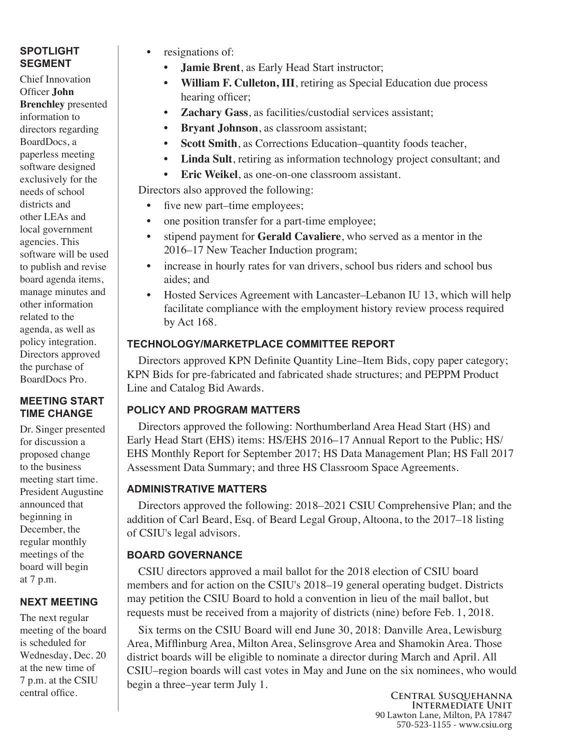- resignations of:
  - **Jamie Brent**, as Early Head Start instructor;
  - **William F. Culleton, III**, retiring as Special Education due process hearing officer;
  - **Zachary Gass**, as facilities/custodial services assistant;
  - **Bryant Johnson**, as classroom assistant;
  - **Scott Smith**, as Corrections Education–quantity foods teacher,
  - **Linda Sult**, retiring as information technology project consultant; and
  - **Eric Weikel**, as one-on-one classroom assistant.

Directors also approved the following:

- five new part–time employees;
- one position transfer for a part-time employee;
- stipend payment for **Gerald Cavaliere**, who served as a mentor in the 2016–17 New Teacher Induction program;
- increase in hourly rates for van drivers, school bus riders and school bus aides; and
- Hosted Services Agreement with Lancaster–Lebanon IU 13, which will help facilitate compliance with the employment history review process required by Act 168.

## TECHNOLOGY/MARKETPLACE COMMITTEE REPORT

Directors approved KPN Definite Quantity Line–Item Bids, copy paper category; KPN Bids for pre-fabricated and fabricated shade structures; and PEPPM Product Line and Catalog Bid Awards.

## POLICY AND PROGRAM MATTERS

Directors approved the following: Northumberland Area Head Start (HS) and Early Head Start (EHS) items: HS/EHS 2016–17 Annual Report to the Public; HS/EHS Monthly Report for September 2017; HS Data Management Plan; HS Fall 2017 Assessment Data Summary; and three HS Classroom Space Agreements.

## ADMINISTRATIVE MATTERS

Directors approved the following: 2018–2021 CSIU Comprehensive Plan; and the addition of Carl Beard, Esq. of Beard Legal Group, Altoona, to the 2017–18 listing of CSIU's legal advisors.

## BOARD GOVERNANCE

CSIU directors approved a mail ballot for the 2018 election of CSIU board members and for action on the CSIU's 2018–19 general operating budget. Districts may petition the CSIU Board to hold a convention in lieu of the mail ballot, but requests must be received from a majority of districts (nine) before Feb. 1, 2018.

Six terms on the CSIU Board will end June 30, 2018: Danville Area, Lewisburg Area, Mifflinburg Area, Milton Area, Selinsgrove Area and Shamokin Area. Those district boards will be eligible to nominate a director during March and April. All CSIU–region boards will cast votes in May and June on the six nominees, who would begin a three–year term July 1.

## SPOTLIGHT SEGMENT

Chief Innovation Officer **John Brenchley** presented information to directors regarding BoardDocs, a paperless meeting software designed exclusively for the needs of school districts and other LEAs and local government agencies. This software will be used to publish and revise board agenda items, manage minutes and other information related to the agenda, as well as policy integration. Directors approved the purchase of BoardDocs Pro.

## MEETING START TIME CHANGE

Dr. Singer presented for discussion a proposed change to the business meeting start time. President Augustine announced that beginning in December, the regular monthly meetings of the board will begin at 7 p.m.

## NEXT MEETING

The next regular meeting of the board is scheduled for Wednesday, Dec. 20 at the new time of 7 p.m. at the CSIU central office.

**Central Susquehanna Intermediate Unit**
90 Lawton Lane, Milton, PA 17847
570-523-1155 - www.csiu.org